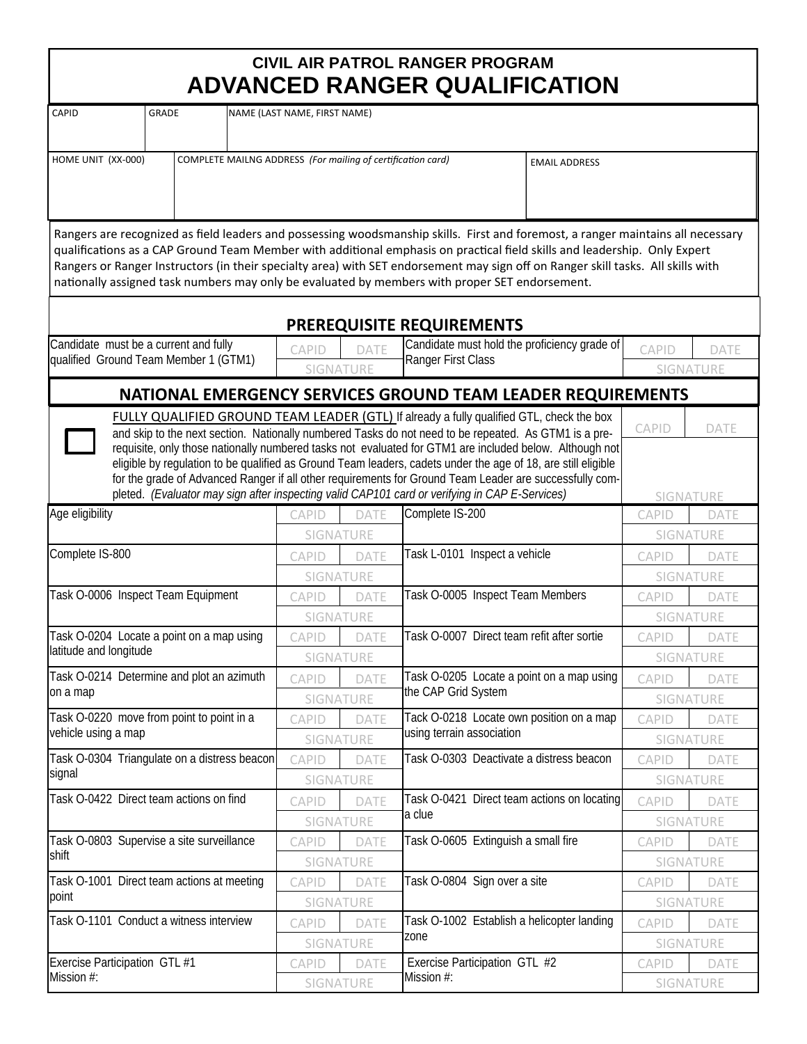# CIVIL AIR PATROL RANGER PROGRAM
# ADVANCED RANGER QUALIFICATION

| CAPID | GRADE | NAME (LAST NAME, FIRST NAME) |
|---|---|---|
| | | |

| HOME UNIT (XX-000) | COMPLETE MAILNG ADDRESS *(For mailing of certification card)* | EMAIL ADDRESS |
|---|---|---|
| | | |

Rangers are recognized as field leaders and possessing woodsmanship skills. First and foremost, a ranger maintains all necessary qualifications as a CAP Ground Team Member with additional emphasis on practical field skills and leadership. Only Expert Rangers or Ranger Instructors (in their specialty area) with SET endorsement may sign off on Ranger skill tasks. All skills with nationally assigned task numbers may only be evaluated by members with proper SET endorsement.

## PREREQUISITE REQUIREMENTS

| Requirement | CAPID | DATE | Requirement | CAPID | DATE |
|---|---|---|---|---|---|
| Candidate must be a current and fully qualified Ground Team Member 1 (GTM1) | | | Candidate must hold the proficiency grade of Ranger First Class | | |
| | SIGNATURE | | | SIGNATURE | |

## NATIONAL EMERGENCY SERVICES GROUND TEAM LEADER REQUIREMENTS

☐ FULLY QUALIFIED GROUND TEAM LEADER (GTL) If already a fully qualified GTL, check the box and skip to the next section. Nationally numbered Tasks do not need to be repeated. As GTM1 is a pre-requisite, only those nationally numbered tasks not evaluated for GTM1 are included below. Although not eligible by regulation to be qualified as Ground Team leaders, cadets under the age of 18, are still eligible for the grade of Advanced Ranger if all other requirements for Ground Team Leader are successfully completed. *(Evaluator may sign after inspecting valid CAP101 card or verifying in CAP E-Services)*

CAPID | DATE | SIGNATURE

| Requirement | CAPID | DATE | Requirement | CAPID | DATE |
|---|---|---|---|---|---|
| Age eligibility | | | Complete IS-200 | | |
| | SIGNATURE | | | SIGNATURE | |
| Complete IS-800 | | | Task L-0101 Inspect a vehicle | | |
| | SIGNATURE | | | SIGNATURE | |
| Task O-0006 Inspect Team Equipment | | | Task O-0005 Inspect Team Members | | |
| | SIGNATURE | | | SIGNATURE | |
| Task O-0204 Locate a point on a map using latitude and longitude | | | Task O-0007 Direct team refit after sortie | | |
| | SIGNATURE | | | SIGNATURE | |
| Task O-0214 Determine and plot an azimuth on a map | | | Task O-0205 Locate a point on a map using the CAP Grid System | | |
| | SIGNATURE | | | SIGNATURE | |
| Task O-0220 move from point to point in a vehicle using a map | | | Tack O-0218 Locate own position on a map using terrain association | | |
| | SIGNATURE | | | SIGNATURE | |
| Task O-0304 Triangulate on a distress beacon signal | | | Task O-0303 Deactivate a distress beacon | | |
| | SIGNATURE | | | SIGNATURE | |
| Task O-0422 Direct team actions on find | | | Task O-0421 Direct team actions on locating a clue | | |
| | SIGNATURE | | | SIGNATURE | |
| Task O-0803 Supervise a site surveillance shift | | | Task O-0605 Extinguish a small fire | | |
| | SIGNATURE | | | SIGNATURE | |
| Task O-1001 Direct team actions at meeting point | | | Task O-0804 Sign over a site | | |
| | SIGNATURE | | | SIGNATURE | |
| Task O-1101 Conduct a witness interview | | | Task O-1002 Establish a helicopter landing zone | | |
| | SIGNATURE | | | SIGNATURE | |
| Exercise Participation GTL #1 Mission #: | | | Exercise Participation GTL #2 Mission #: | | |
| | SIGNATURE | | | SIGNATURE | |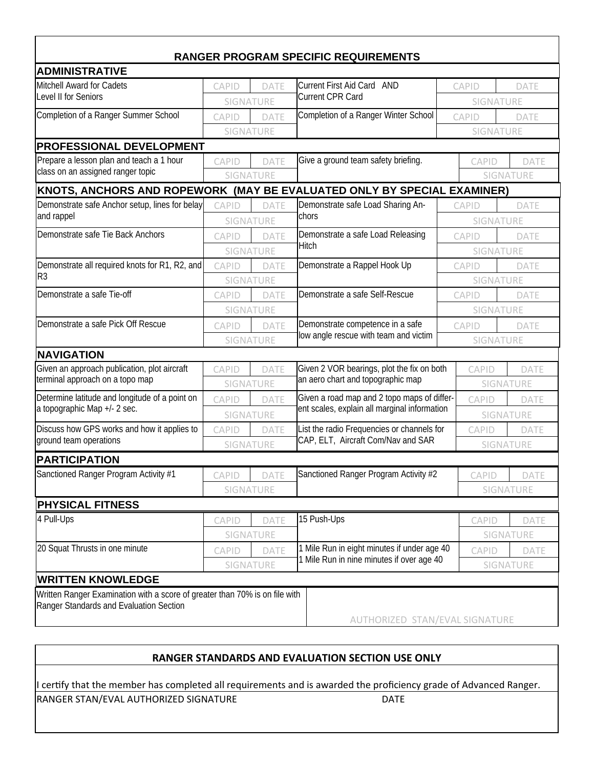## RANGER PROGRAM SPECIFIC REQUIREMENTS

### ADMINISTRATIVE

| Requirement | | | Requirement | | |
|---|---|---|---|---|---|
| Mitchell Award for Cadets Level II for Seniors | CAPID | DATE | Current First Aid Card AND Current CPR Card | CAPID | DATE |
| | SIGNATURE | | | SIGNATURE | |
| Completion of a Ranger Summer School | CAPID | DATE | Completion of a Ranger Winter School | CAPID | DATE |
| | SIGNATURE | | | SIGNATURE | |

### PROFESSIONAL DEVELOPMENT

| Requirement | | | Requirement | | |
|---|---|---|---|---|---|
| Prepare a lesson plan and teach a 1 hour class on an assigned ranger topic | CAPID | DATE | Give a ground team safety briefing. | CAPID | DATE |
| | SIGNATURE | | | SIGNATURE | |

### KNOTS, ANCHORS AND ROPEWORK (MAY BE EVALUATED ONLY BY SPECIAL EXAMINER)

| Requirement | | | Requirement | | |
|---|---|---|---|---|---|
| Demonstrate safe Anchor setup, lines for belay and rappel | CAPID | DATE | Demonstrate safe Load Sharing Anchors | CAPID | DATE |
| | SIGNATURE | | | SIGNATURE | |
| Demonstrate safe Tie Back Anchors | CAPID | DATE | Demonstrate a safe Load Releasing Hitch | CAPID | DATE |
| | SIGNATURE | | | SIGNATURE | |
| Demonstrate all required knots for R1, R2, and R3 | CAPID | DATE | Demonstrate a Rappel Hook Up | CAPID | DATE |
| | SIGNATURE | | | SIGNATURE | |
| Demonstrate a safe Tie-off | CAPID | DATE | Demonstrate a safe Self-Rescue | CAPID | DATE |
| | SIGNATURE | | | SIGNATURE | |
| Demonstrate a safe Pick Off Rescue | CAPID | DATE | Demonstrate competence in a safe low angle rescue with team and victim | CAPID | DATE |
| | SIGNATURE | | | SIGNATURE | |

### NAVIGATION

| Requirement | | | Requirement | | |
|---|---|---|---|---|---|
| Given an approach publication, plot aircraft terminal approach on a topo map | CAPID | DATE | Given 2 VOR bearings, plot the fix on both an aero chart and topographic map | CAPID | DATE |
| | SIGNATURE | | | SIGNATURE | |
| Determine latitude and longitude of a point on a topographic Map +/- 2 sec. | CAPID | DATE | Given a road map and 2 topo maps of different scales, explain all marginal information | CAPID | DATE |
| | SIGNATURE | | | SIGNATURE | |
| Discuss how GPS works and how it applies to ground team operations | CAPID | DATE | List the radio Frequencies or channels for CAP, ELT, Aircraft Com/Nav and SAR | CAPID | DATE |
| | SIGNATURE | | | SIGNATURE | |

### PARTICIPATION

| Requirement | | | Requirement | | |
|---|---|---|---|---|---|
| Sanctioned Ranger Program Activity #1 | CAPID | DATE | Sanctioned Ranger Program Activity #2 | CAPID | DATE |
| | SIGNATURE | | | SIGNATURE | |

### PHYSICAL FITNESS

| Requirement | | | Requirement | | |
|---|---|---|---|---|---|
| 4 Pull-Ups | CAPID | DATE | 15 Push-Ups | CAPID | DATE |
| | SIGNATURE | | | SIGNATURE | |
| 20 Squat Thrusts in one minute | CAPID | DATE | 1 Mile Run in eight minutes if under age 40<br>1 Mile Run in nine minutes if over age 40 | CAPID | DATE |
| | SIGNATURE | | | SIGNATURE | |

### WRITTEN KNOWLEDGE

| | |
|---|---|
| Written Ranger Examination with a score of greater than 70% is on file with Ranger Standards and Evaluation Section | AUTHORIZED STAN/EVAL SIGNATURE |

## RANGER STANDARDS AND EVALUATION SECTION USE ONLY

I certify that the member has completed all requirements and is awarded the proficiency grade of Advanced Ranger.

RANGER STAN/EVAL AUTHORIZED SIGNATURE DATE